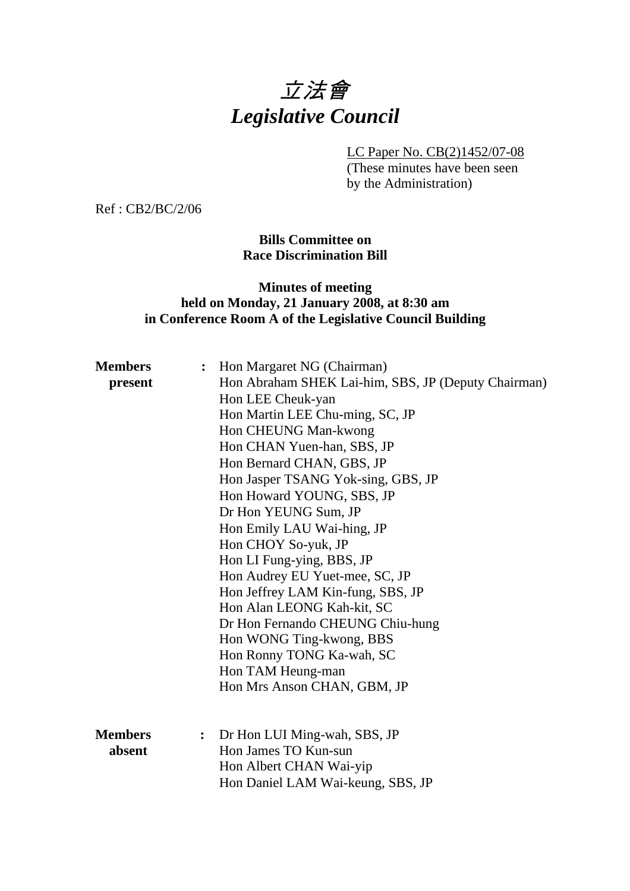# 立法會
# *Legislative Council*

LC Paper No. CB(2)1452/07-08
(These minutes have been seen by the Administration)

Ref : CB2/BC/2/06

**Bills Committee on**
**Race Discrimination Bill**

**Minutes of meeting**
**held on Monday, 21 January 2008, at 8:30 am**
**in Conference Room A of the Legislative Council Building**

**Members present** :
Hon Margaret NG (Chairman)
Hon Abraham SHEK Lai-him, SBS, JP (Deputy Chairman)
Hon LEE Cheuk-yan
Hon Martin LEE Chu-ming, SC, JP
Hon CHEUNG Man-kwong
Hon CHAN Yuen-han, SBS, JP
Hon Bernard CHAN, GBS, JP
Hon Jasper TSANG Yok-sing, GBS, JP
Hon Howard YOUNG, SBS, JP
Dr Hon YEUNG Sum, JP
Hon Emily LAU Wai-hing, JP
Hon CHOY So-yuk, JP
Hon LI Fung-ying, BBS, JP
Hon Audrey EU Yuet-mee, SC, JP
Hon Jeffrey LAM Kin-fung, SBS, JP
Hon Alan LEONG Kah-kit, SC
Dr Hon Fernando CHEUNG Chiu-hung
Hon WONG Ting-kwong, BBS
Hon Ronny TONG Ka-wah, SC
Hon TAM Heung-man
Hon Mrs Anson CHAN, GBM, JP

**Members absent** :
Dr Hon LUI Ming-wah, SBS, JP
Hon James TO Kun-sun
Hon Albert CHAN Wai-yip
Hon Daniel LAM Wai-keung, SBS, JP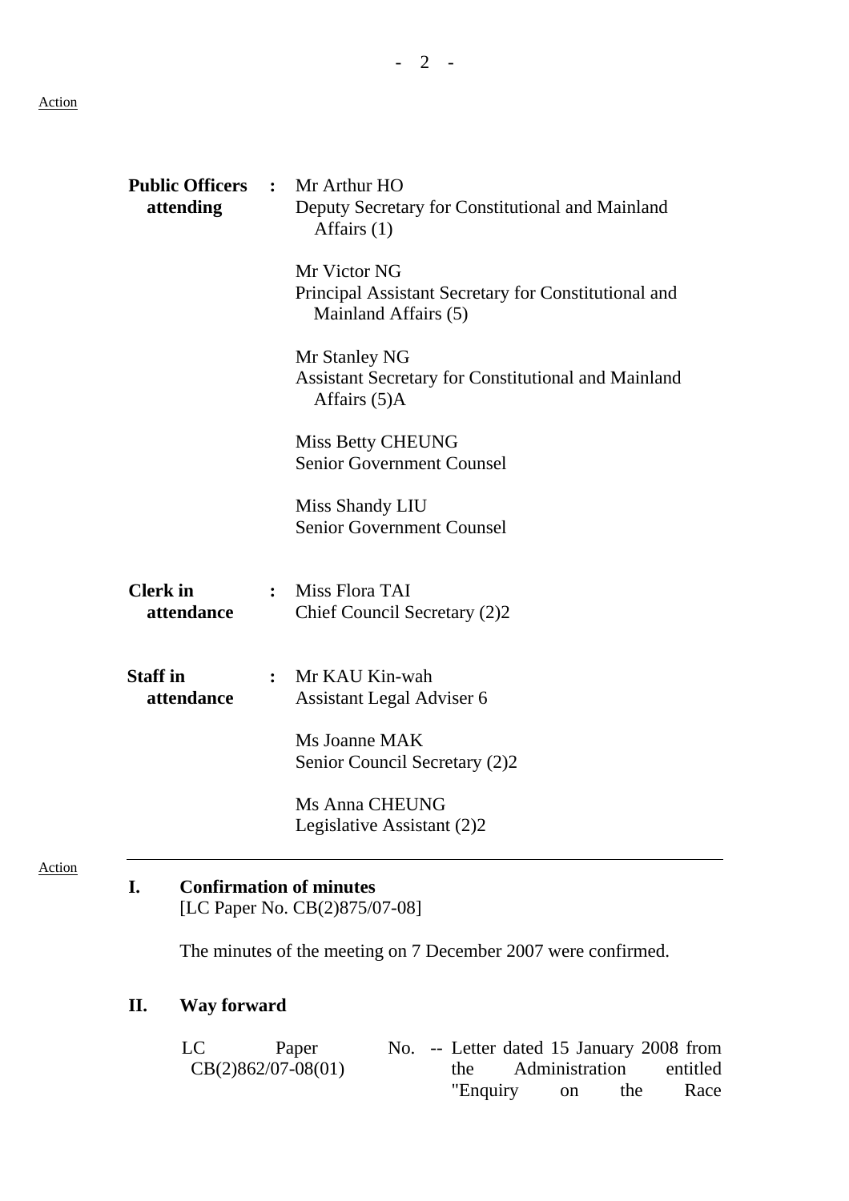Action

**Public Officers attending** : Mr Arthur HO
Deputy Secretary for Constitutional and Mainland Affairs (1)

Mr Victor NG
Principal Assistant Secretary for Constitutional and Mainland Affairs (5)

Mr Stanley NG
Assistant Secretary for Constitutional and Mainland Affairs (5)A

Miss Betty CHEUNG
Senior Government Counsel

Miss Shandy LIU
Senior Government Counsel

**Clerk in attendance** : Miss Flora TAI
Chief Council Secretary (2)2

**Staff in attendance** : Mr KAU Kin-wah
Assistant Legal Adviser 6

Ms Joanne MAK
Senior Council Secretary (2)2

Ms Anna CHEUNG
Legislative Assistant (2)2

---

Action

**I. Confirmation of minutes**
[LC Paper No. CB(2)875/07-08]

The minutes of the meeting on 7 December 2007 were confirmed.

**II. Way forward**

LC Paper No. CB(2)862/07-08(01) -- Letter dated 15 January 2008 from the Administration entitled "Enquiry on the Race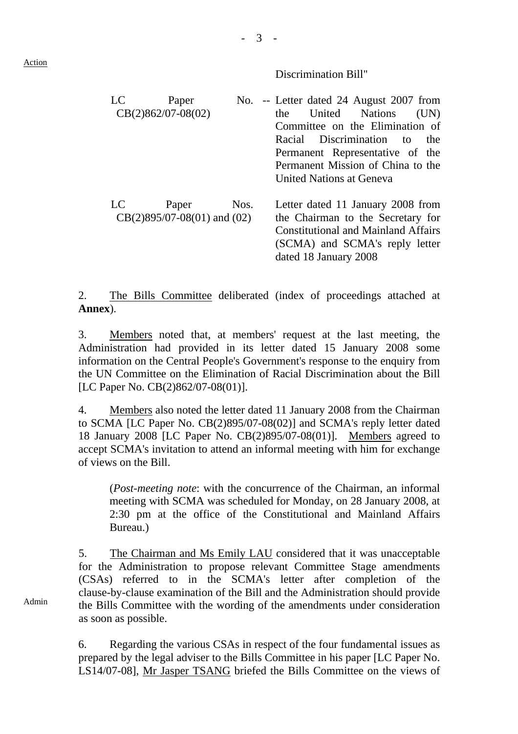Action

Discrimination Bill"

| | | |
|---|---|---|
| LC Paper No. CB(2)862/07-08(02) | -- | Letter dated 24 August 2007 from the United Nations (UN) Committee on the Elimination of Racial Discrimination to the Permanent Representative of the Permanent Mission of China to the United Nations at Geneva |
| LC Paper Nos. CB(2)895/07-08(01) and (02) | | Letter dated 11 January 2008 from the Chairman to the Secretary for Constitutional and Mainland Affairs (SCMA) and SCMA's reply letter dated 18 January 2008 |

2. The Bills Committee deliberated (index of proceedings attached at **Annex**).

3. Members noted that, at members' request at the last meeting, the Administration had provided in its letter dated 15 January 2008 some information on the Central People's Government's response to the enquiry from the UN Committee on the Elimination of Racial Discrimination about the Bill [LC Paper No. CB(2)862/07-08(01)].

4. Members also noted the letter dated 11 January 2008 from the Chairman to SCMA [LC Paper No. CB(2)895/07-08(02)] and SCMA's reply letter dated 18 January 2008 [LC Paper No. CB(2)895/07-08(01)]. Members agreed to accept SCMA's invitation to attend an informal meeting with him for exchange of views on the Bill.

> (*Post-meeting note*: with the concurrence of the Chairman, an informal meeting with SCMA was scheduled for Monday, on 28 January 2008, at 2:30 pm at the office of the Constitutional and Mainland Affairs Bureau.)

Admin

5. The Chairman and Ms Emily LAU considered that it was unacceptable for the Administration to propose relevant Committee Stage amendments (CSAs) referred to in the SCMA's letter after completion of the clause-by-clause examination of the Bill and the Administration should provide the Bills Committee with the wording of the amendments under consideration as soon as possible.

6. Regarding the various CSAs in respect of the four fundamental issues as prepared by the legal adviser to the Bills Committee in his paper [LC Paper No. LS14/07-08], Mr Jasper TSANG briefed the Bills Committee on the views of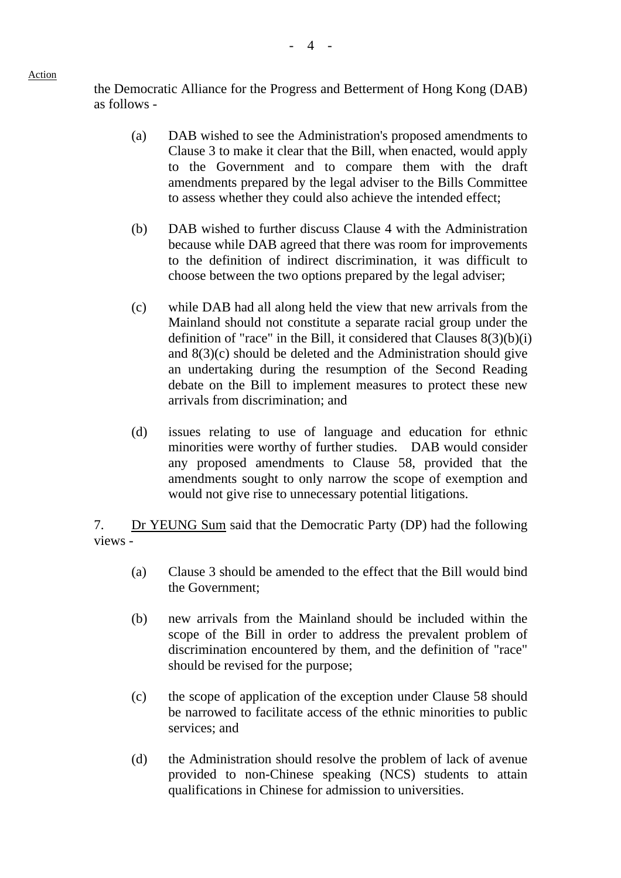the Democratic Alliance for the Progress and Betterment of Hong Kong (DAB) as follows -

(a) DAB wished to see the Administration's proposed amendments to Clause 3 to make it clear that the Bill, when enacted, would apply to the Government and to compare them with the draft amendments prepared by the legal adviser to the Bills Committee to assess whether they could also achieve the intended effect;

(b) DAB wished to further discuss Clause 4 with the Administration because while DAB agreed that there was room for improvements to the definition of indirect discrimination, it was difficult to choose between the two options prepared by the legal adviser;

(c) while DAB had all along held the view that new arrivals from the Mainland should not constitute a separate racial group under the definition of "race" in the Bill, it considered that Clauses 8(3)(b)(i) and 8(3)(c) should be deleted and the Administration should give an undertaking during the resumption of the Second Reading debate on the Bill to implement measures to protect these new arrivals from discrimination; and

(d) issues relating to use of language and education for ethnic minorities were worthy of further studies. DAB would consider any proposed amendments to Clause 58, provided that the amendments sought to only narrow the scope of exemption and would not give rise to unnecessary potential litigations.

7. Dr YEUNG Sum said that the Democratic Party (DP) had the following views -

(a) Clause 3 should be amended to the effect that the Bill would bind the Government;

(b) new arrivals from the Mainland should be included within the scope of the Bill in order to address the prevalent problem of discrimination encountered by them, and the definition of "race" should be revised for the purpose;

(c) the scope of application of the exception under Clause 58 should be narrowed to facilitate access of the ethnic minorities to public services; and

(d) the Administration should resolve the problem of lack of avenue provided to non-Chinese speaking (NCS) students to attain qualifications in Chinese for admission to universities.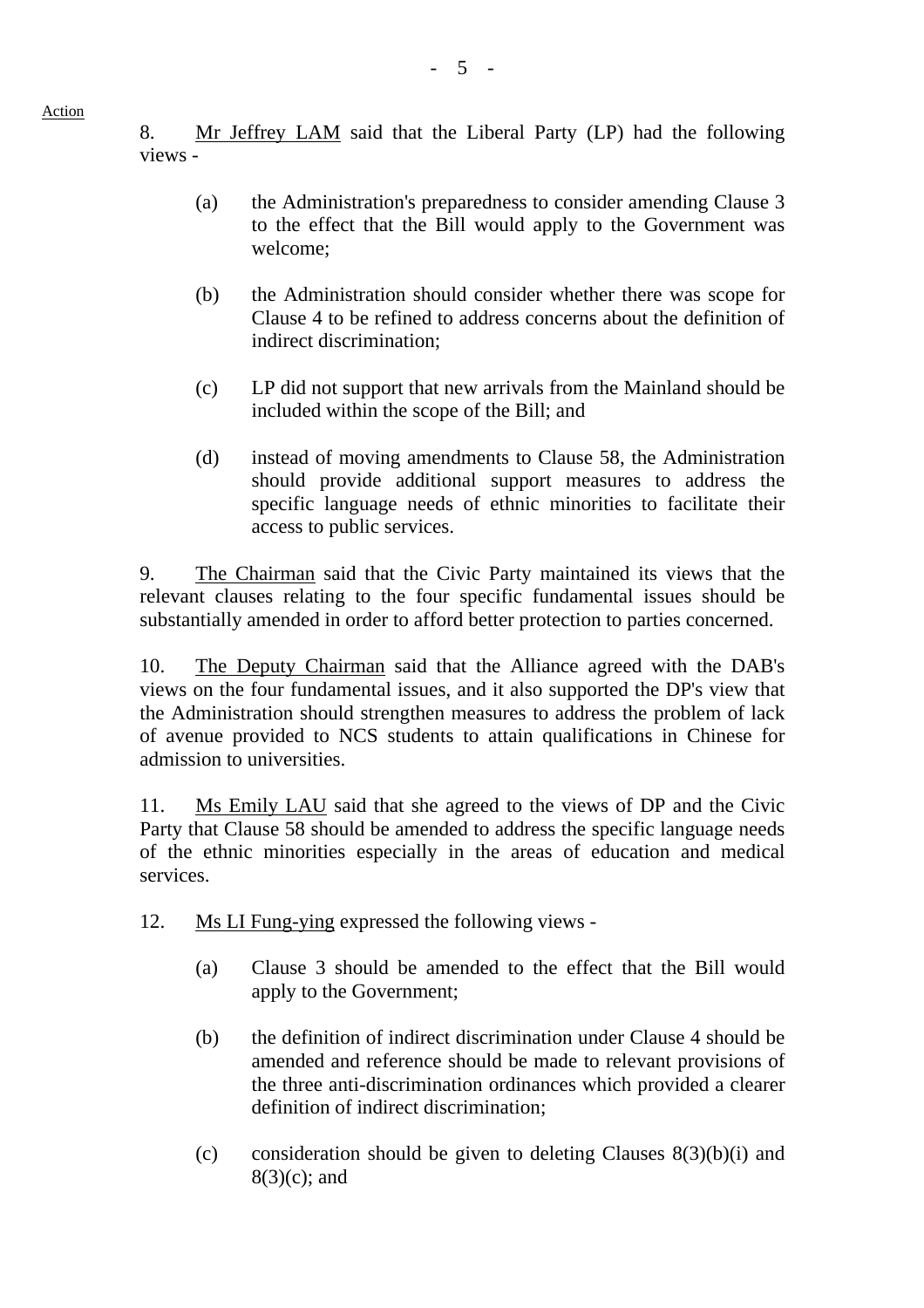Action

8. <u>Mr Jeffrey LAM</u> said that the Liberal Party (LP) had the following views -

   (a) the Administration's preparedness to consider amending Clause 3 to the effect that the Bill would apply to the Government was welcome;

   (b) the Administration should consider whether there was scope for Clause 4 to be refined to address concerns about the definition of indirect discrimination;

   (c) LP did not support that new arrivals from the Mainland should be included within the scope of the Bill; and

   (d) instead of moving amendments to Clause 58, the Administration should provide additional support measures to address the specific language needs of ethnic minorities to facilitate their access to public services.

9. <u>The Chairman</u> said that the Civic Party maintained its views that the relevant clauses relating to the four specific fundamental issues should be substantially amended in order to afford better protection to parties concerned.

10. <u>The Deputy Chairman</u> said that the Alliance agreed with the DAB's views on the four fundamental issues, and it also supported the DP's view that the Administration should strengthen measures to address the problem of lack of avenue provided to NCS students to attain qualifications in Chinese for admission to universities.

11. <u>Ms Emily LAU</u> said that she agreed to the views of DP and the Civic Party that Clause 58 should be amended to address the specific language needs of the ethnic minorities especially in the areas of education and medical services.

12. <u>Ms LI Fung-ying</u> expressed the following views -

   (a) Clause 3 should be amended to the effect that the Bill would apply to the Government;

   (b) the definition of indirect discrimination under Clause 4 should be amended and reference should be made to relevant provisions of the three anti-discrimination ordinances which provided a clearer definition of indirect discrimination;

   (c) consideration should be given to deleting Clauses 8(3)(b)(i) and 8(3)(c); and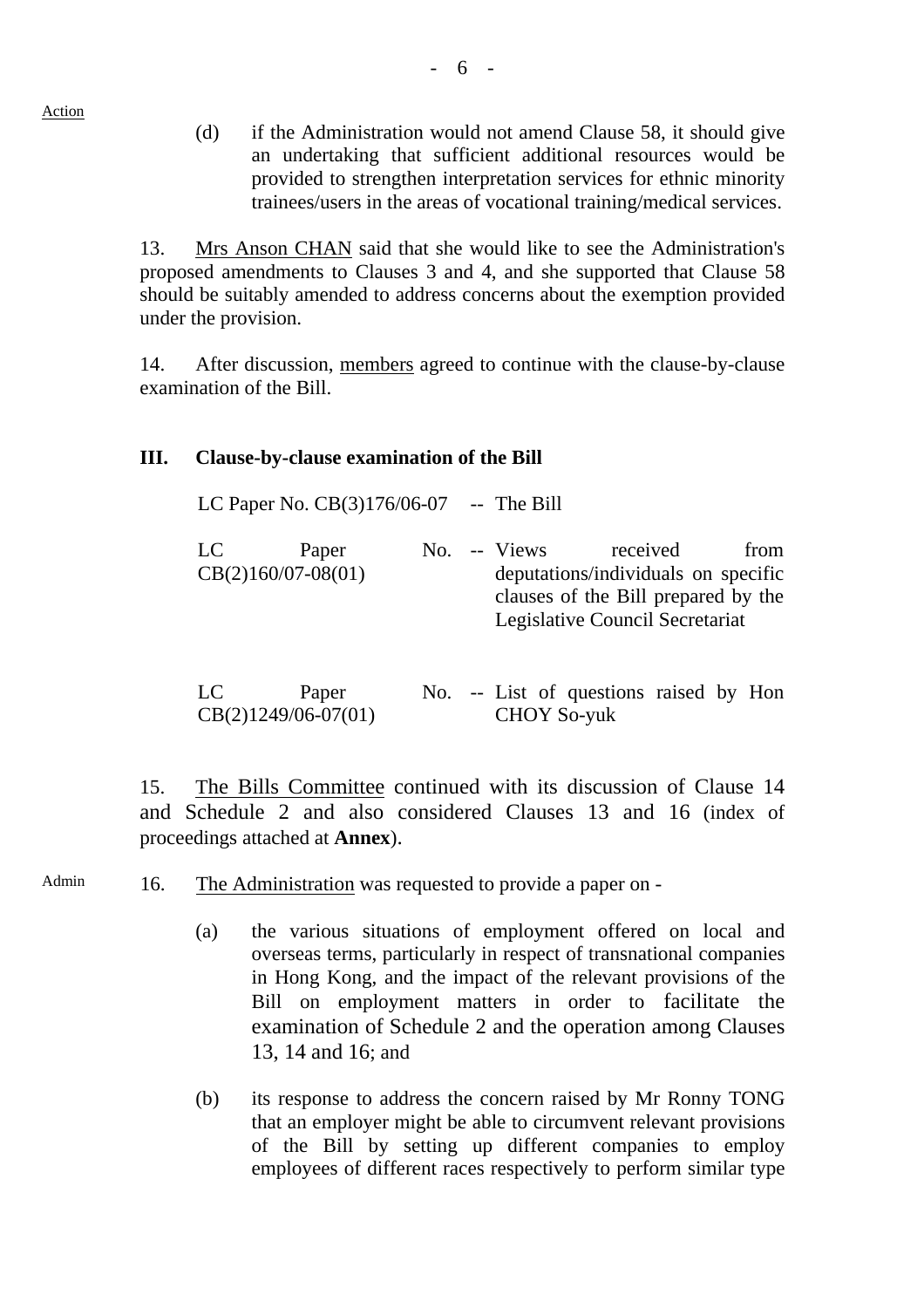Action

(d) if the Administration would not amend Clause 58, it should give an undertaking that sufficient additional resources would be provided to strengthen interpretation services for ethnic minority trainees/users in the areas of vocational training/medical services.

13. Mrs Anson CHAN said that she would like to see the Administration's proposed amendments to Clauses 3 and 4, and she supported that Clause 58 should be suitably amended to address concerns about the exemption provided under the provision.

14. After discussion, members agreed to continue with the clause-by-clause examination of the Bill.

## III. Clause-by-clause examination of the Bill

| | | |
|---|---|---|
| LC Paper No. CB(3)176/06-07 | -- | The Bill |
| LC Paper No. CB(2)160/07-08(01) | -- | Views received from deputations/individuals on specific clauses of the Bill prepared by the Legislative Council Secretariat |
| LC Paper No. CB(2)1249/06-07(01) | -- | List of questions raised by Hon CHOY So-yuk |

15. The Bills Committee continued with its discussion of Clause 14 and Schedule 2 and also considered Clauses 13 and 16 (index of proceedings attached at **Annex**).

Admin

16. The Administration was requested to provide a paper on -

(a) the various situations of employment offered on local and overseas terms, particularly in respect of transnational companies in Hong Kong, and the impact of the relevant provisions of the Bill on employment matters in order to facilitate the examination of Schedule 2 and the operation among Clauses 13, 14 and 16; and

(b) its response to address the concern raised by Mr Ronny TONG that an employer might be able to circumvent relevant provisions of the Bill by setting up different companies to employ employees of different races respectively to perform similar type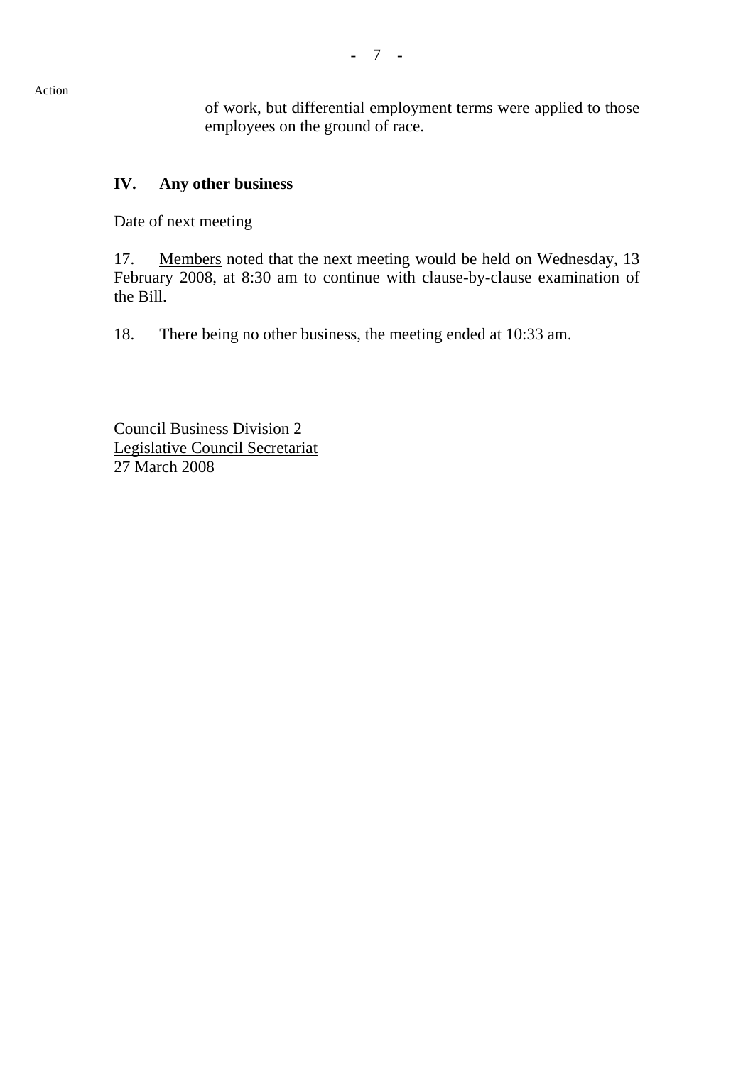Action

of work, but differential employment terms were applied to those employees on the ground of race.

## IV. Any other business

Date of next meeting

17. Members noted that the next meeting would be held on Wednesday, 13 February 2008, at 8:30 am to continue with clause-by-clause examination of the Bill.

18. There being no other business, the meeting ended at 10:33 am.

Council Business Division 2
Legislative Council Secretariat
27 March 2008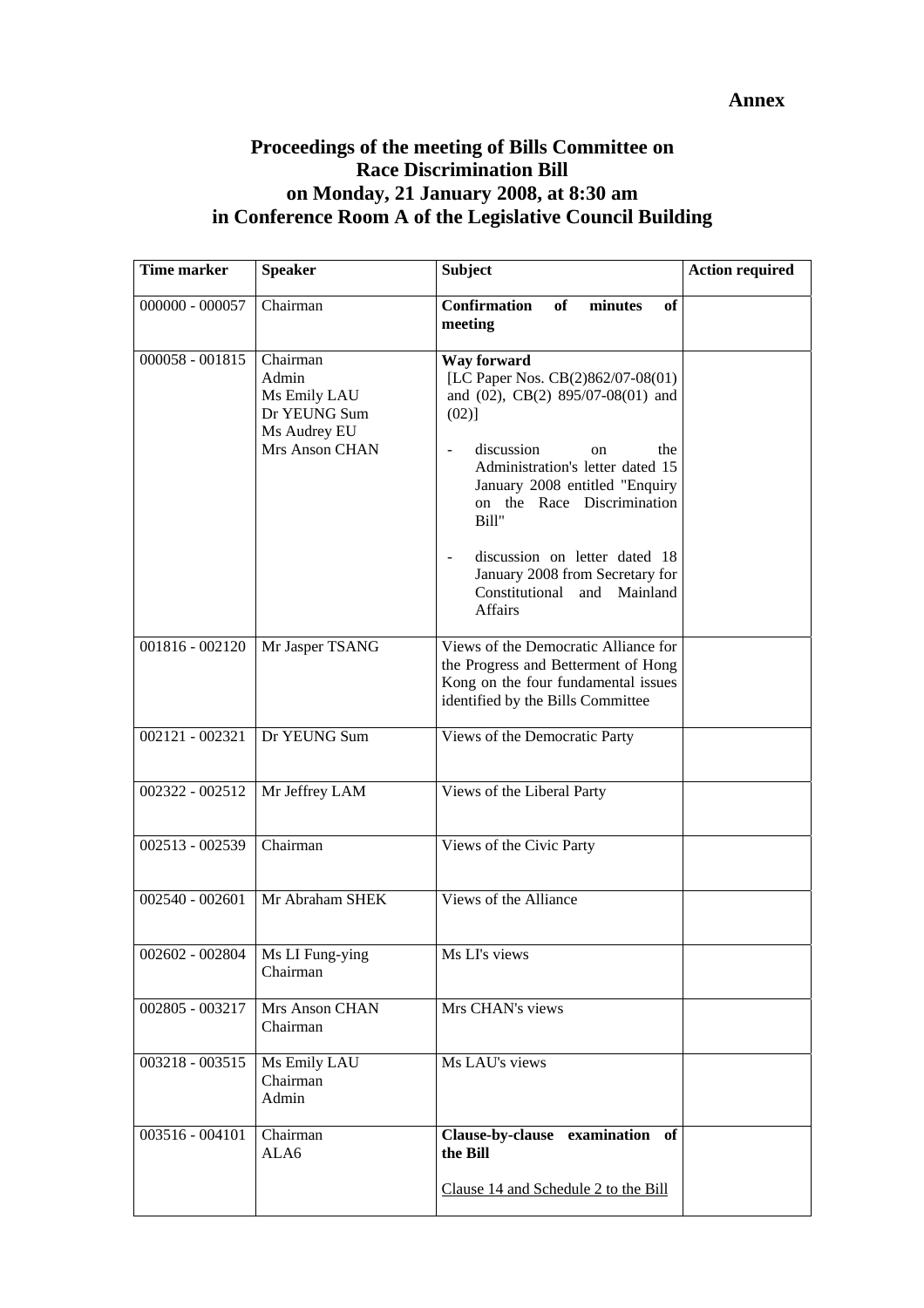**Annex**

# Proceedings of the meeting of Bills Committee on Race Discrimination Bill on Monday, 21 January 2008, at 8:30 am in Conference Room A of the Legislative Council Building

| Time marker | Speaker | Subject | Action required |
|---|---|---|---|
| 000000 - 000057 | Chairman | **Confirmation of minutes of meeting** | |
| 000058 - 001815 | Chairman<br>Admin<br>Ms Emily LAU<br>Dr YEUNG Sum<br>Ms Audrey EU<br>Mrs Anson CHAN | **Way forward**<br>[LC Paper Nos. CB(2)862/07-08(01) and (02), CB(2) 895/07-08(01) and (02)]<br>- discussion on the Administration's letter dated 15 January 2008 entitled "Enquiry on the Race Discrimination Bill"<br>- discussion on letter dated 18 January 2008 from Secretary for Constitutional and Mainland Affairs | |
| 001816 - 002120 | Mr Jasper TSANG | Views of the Democratic Alliance for the Progress and Betterment of Hong Kong on the four fundamental issues identified by the Bills Committee | |
| 002121 - 002321 | Dr YEUNG Sum | Views of the Democratic Party | |
| 002322 - 002512 | Mr Jeffrey LAM | Views of the Liberal Party | |
| 002513 - 002539 | Chairman | Views of the Civic Party | |
| 002540 - 002601 | Mr Abraham SHEK | Views of the Alliance | |
| 002602 - 002804 | Ms LI Fung-ying<br>Chairman | Ms LI's views | |
| 002805 - 003217 | Mrs Anson CHAN<br>Chairman | Mrs CHAN's views | |
| 003218 - 003515 | Ms Emily LAU<br>Chairman<br>Admin | Ms LAU's views | |
| 003516 - 004101 | Chairman<br>ALA6 | **Clause-by-clause examination of the Bill**<br>Clause 14 and Schedule 2 to the Bill | |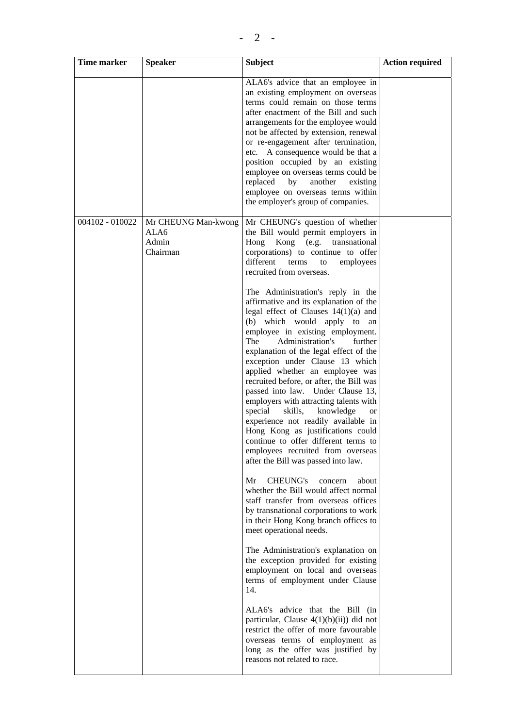| Time marker | Speaker | Subject | Action required |
|---|---|---|---|
| | | ALA6's advice that an employee in an existing employment on overseas terms could remain on those terms after enactment of the Bill and such arrangements for the employee would not be affected by extension, renewal or re-engagement after termination, etc. A consequence would be that a position occupied by an existing employee on overseas terms could be replaced by another existing employee on overseas terms within the employer's group of companies. | |
| 004102 - 010022 | Mr CHEUNG Man-kwong<br>ALA6<br>Admin<br>Chairman | Mr CHEUNG's question of whether the Bill would permit employers in Hong Kong (e.g. transnational corporations) to continue to offer different terms to employees recruited from overseas.<br><br>The Administration's reply in the affirmative and its explanation of the legal effect of Clauses 14(1)(a) and (b) which would apply to an employee in existing employment. The Administration's further explanation of the legal effect of the exception under Clause 13 which applied whether an employee was recruited before, or after, the Bill was passed into law. Under Clause 13, employers with attracting talents with special skills, knowledge or experience not readily available in Hong Kong as justifications could continue to offer different terms to employees recruited from overseas after the Bill was passed into law.<br><br>Mr CHEUNG's concern about whether the Bill would affect normal staff transfer from overseas offices by transnational corporations to work in their Hong Kong branch offices to meet operational needs.<br><br>The Administration's explanation on the exception provided for existing employment on local and overseas terms of employment under Clause 14.<br><br>ALA6's advice that the Bill (in particular, Clause 4(1)(b)(ii)) did not restrict the offer of more favourable overseas terms of employment as long as the offer was justified by reasons not related to race. | |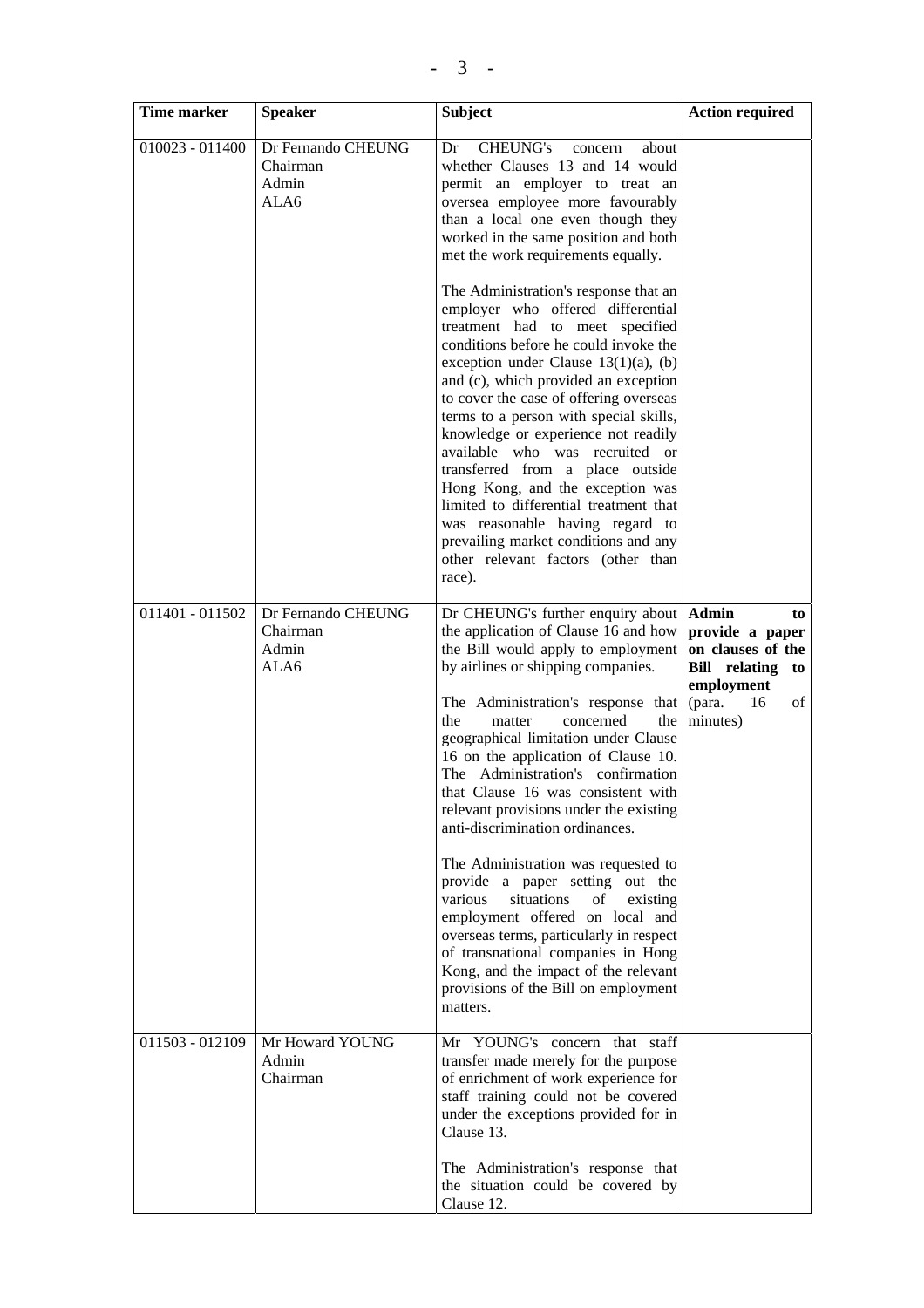| Time marker | Speaker | Subject | Action required |
|---|---|---|---|
| 010023 - 011400 | Dr Fernando CHEUNG<br>Chairman<br>Admin<br>ALA6 | Dr CHEUNG's concern about whether Clauses 13 and 14 would permit an employer to treat an oversea employee more favourably than a local one even though they worked in the same position and both met the work requirements equally.<br><br>The Administration's response that an employer who offered differential treatment had to meet specified conditions before he could invoke the exception under Clause 13(1)(a), (b) and (c), which provided an exception to cover the case of offering overseas terms to a person with special skills, knowledge or experience not readily available who was recruited or transferred from a place outside Hong Kong, and the exception was limited to differential treatment that was reasonable having regard to prevailing market conditions and any other relevant factors (other than race). | |
| 011401 - 011502 | Dr Fernando CHEUNG<br>Chairman<br>Admin<br>ALA6 | Dr CHEUNG's further enquiry about the application of Clause 16 and how the Bill would apply to employment by airlines or shipping companies.<br><br>The Administration's response that the matter concerned the geographical limitation under Clause 16 on the application of Clause 10. The Administration's confirmation that Clause 16 was consistent with relevant provisions under the existing anti-discrimination ordinances.<br><br>The Administration was requested to provide a paper setting out the various situations of existing employment offered on local and overseas terms, particularly in respect of transnational companies in Hong Kong, and the impact of the relevant provisions of the Bill on employment matters. | **Admin to provide a paper on clauses of the Bill relating to employment** (para. 16 of minutes) |
| 011503 - 012109 | Mr Howard YOUNG<br>Admin<br>Chairman | Mr YOUNG's concern that staff transfer made merely for the purpose of enrichment of work experience for staff training could not be covered under the exceptions provided for in Clause 13.<br><br>The Administration's response that the situation could be covered by Clause 12. | |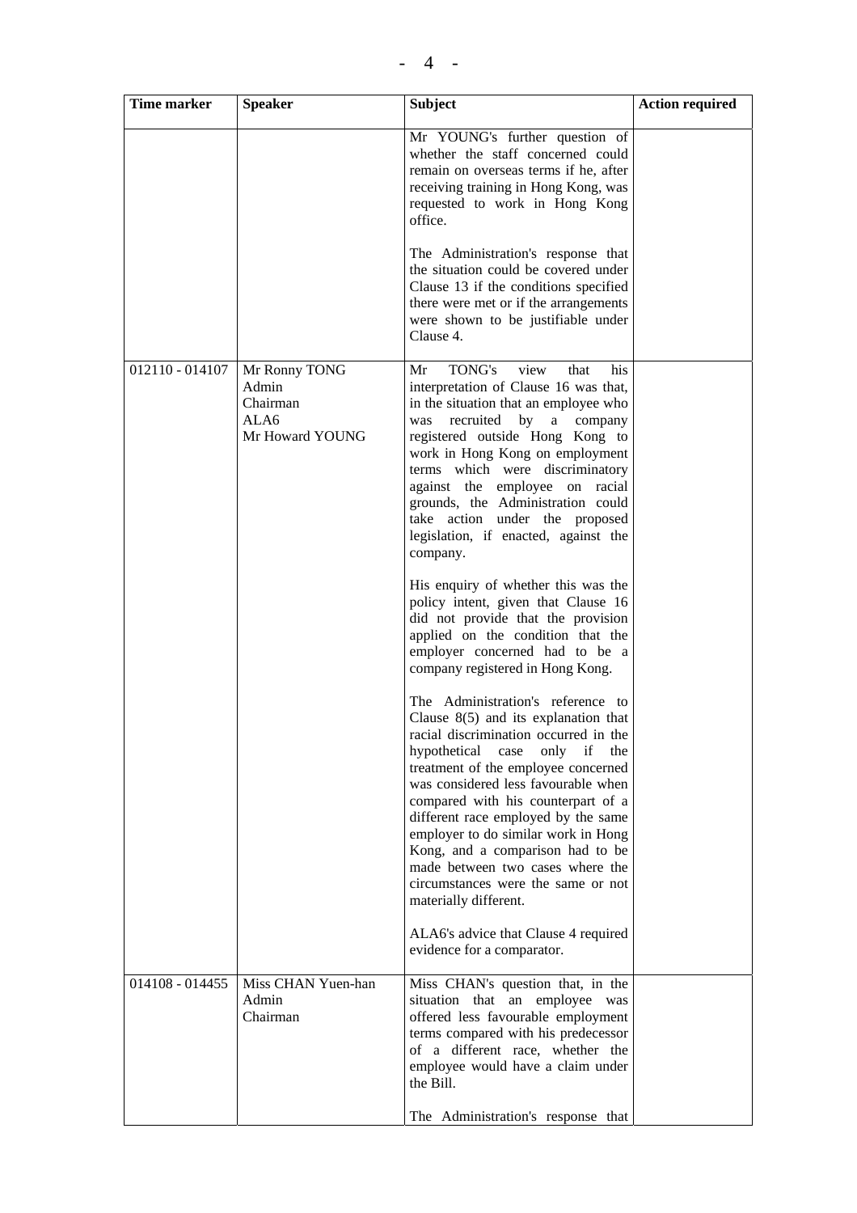| Time marker | Speaker | Subject | Action required |
|---|---|---|---|
| | | Mr YOUNG's further question of whether the staff concerned could remain on overseas terms if he, after receiving training in Hong Kong, was requested to work in Hong Kong office.<br><br>The Administration's response that the situation could be covered under Clause 13 if the conditions specified there were met or if the arrangements were shown to be justifiable under Clause 4. | |
| 012110 - 014107 | Mr Ronny TONG<br>Admin<br>Chairman<br>ALA6<br>Mr Howard YOUNG | Mr TONG's view that his interpretation of Clause 16 was that, in the situation that an employee who was recruited by a company registered outside Hong Kong to work in Hong Kong on employment terms which were discriminatory against the employee on racial grounds, the Administration could take action under the proposed legislation, if enacted, against the company.<br><br>His enquiry of whether this was the policy intent, given that Clause 16 did not provide that the provision applied on the condition that the employer concerned had to be a company registered in Hong Kong.<br><br>The Administration's reference to Clause 8(5) and its explanation that racial discrimination occurred in the hypothetical case only if the treatment of the employee concerned was considered less favourable when compared with his counterpart of a different race employed by the same employer to do similar work in Hong Kong, and a comparison had to be made between two cases where the circumstances were the same or not materially different.<br><br>ALA6's advice that Clause 4 required evidence for a comparator. | |
| 014108 - 014455 | Miss CHAN Yuen-han<br>Admin<br>Chairman | Miss CHAN's question that, in the situation that an employee was offered less favourable employment terms compared with his predecessor of a different race, whether the employee would have a claim under the Bill.<br><br>The Administration's response that | |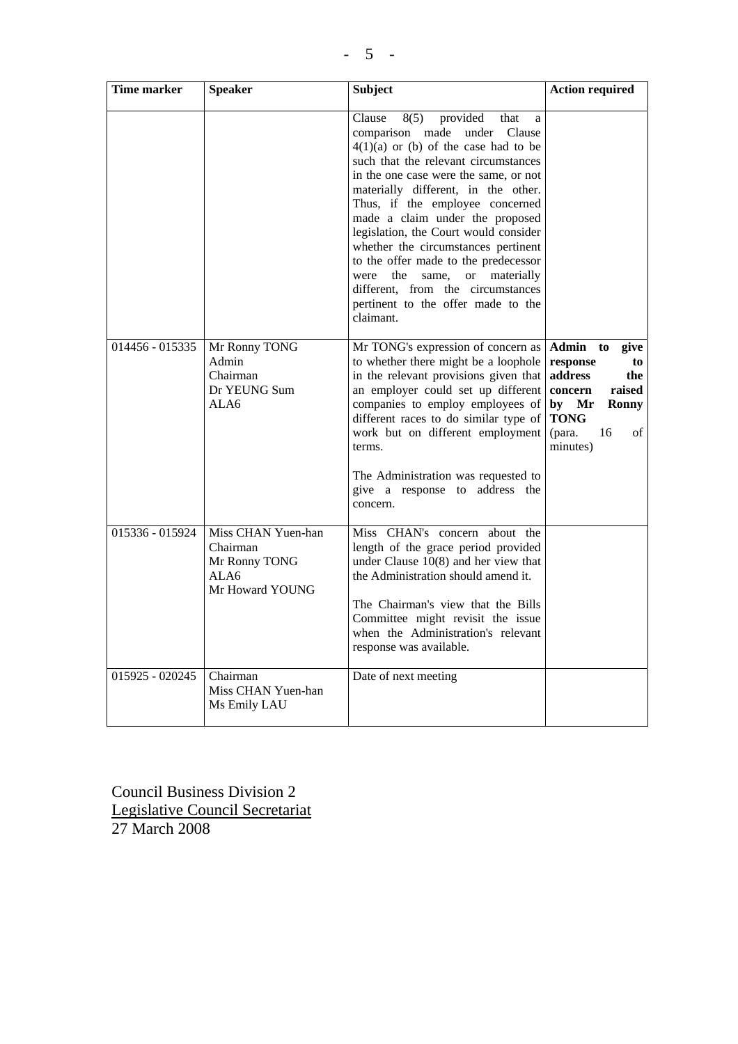| Time marker | Speaker | Subject | Action required |
|---|---|---|---|
| | | Clause 8(5) provided that a comparison made under Clause 4(1)(a) or (b) of the case had to be such that the relevant circumstances in the one case were the same, or not materially different, in the other. Thus, if the employee concerned made a claim under the proposed legislation, the Court would consider whether the circumstances pertinent to the offer made to the predecessor were the same, or materially different, from the circumstances pertinent to the offer made to the claimant. | |
| 014456 - 015335 | Mr Ronny TONG<br>Admin<br>Chairman<br>Dr YEUNG Sum<br>ALA6 | Mr TONG's expression of concern as to whether there might be a loophole in the relevant provisions given that an employer could set up different companies to employ employees of different races to do similar type of work but on different employment terms.<br><br>The Administration was requested to give a response to address the concern. | **Admin to give response to address the concern raised by Mr Ronny TONG**<br>(para. 16 of minutes) |
| 015336 - 015924 | Miss CHAN Yuen-han<br>Chairman<br>Mr Ronny TONG<br>ALA6<br>Mr Howard YOUNG | Miss CHAN's concern about the length of the grace period provided under Clause 10(8) and her view that the Administration should amend it.<br><br>The Chairman's view that the Bills Committee might revisit the issue when the Administration's relevant response was available. | |
| 015925 - 020245 | Chairman<br>Miss CHAN Yuen-han<br>Ms Emily LAU | Date of next meeting | |

Council Business Division 2
Legislative Council Secretariat
27 March 2008